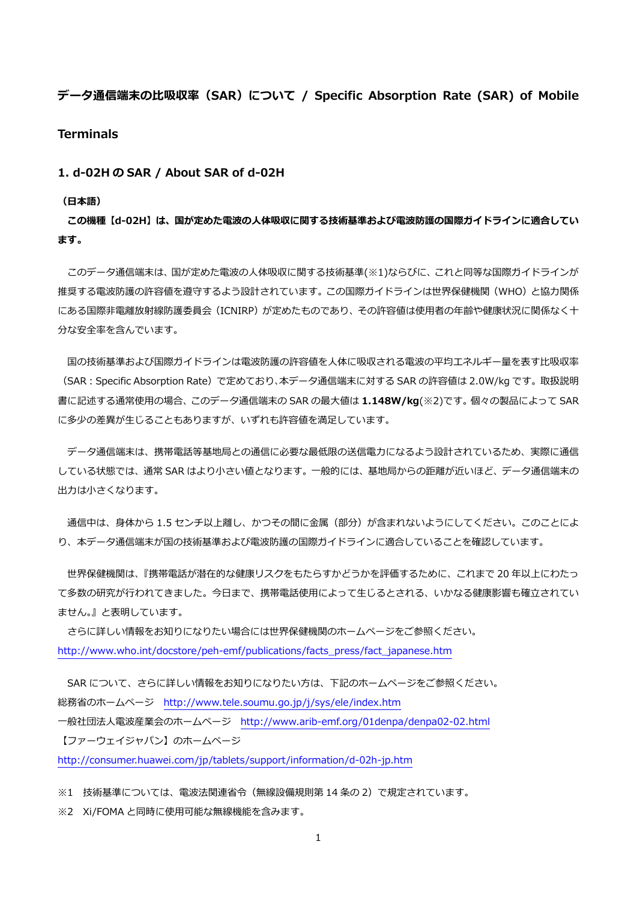# データ通信端末の比吸収率（SAR）について / Specific Absorption Rate (SAR) of Mobile Terminals

## 1. d-02H の SAR / About SAR of d-02H

**（日本語）**

**この機種【d-02H】は、国が定めた電波の人体吸収に関する技術基準および電波防護の国際ガイドラインに適合しています。**

このデータ通信端末は、国が定めた電波の人体吸収に関する技術基準(※1)ならびに、これと同等な国際ガイドラインが推奨する電波防護の許容値を遵守するよう設計されています。この国際ガイドラインは世界保健機関（WHO）と協力関係にある国際非電離放射線防護委員会（ICNIRP）が定めたものであり、その許容値は使用者の年齢や健康状況に関係なく十分な安全率を含んでいます。

国の技術基準および国際ガイドラインは電波防護の許容値を人体に吸収される電波の平均エネルギー量を表す比吸収率（SAR：Specific Absorption Rate）で定めており、本データ通信端末に対する SAR の許容値は 2.0W/kg です。取扱説明書に記述する通常使用の場合、このデータ通信端末の SAR の最大値は **1.148W/kg**(※2)です。個々の製品によって SAR に多少の差異が生じることもありますが、いずれも許容値を満足しています。

データ通信端末は、携帯電話等基地局との通信に必要な最低限の送信電力になるよう設計されているため、実際に通信している状態では、通常 SAR はより小さい値となります。一般的には、基地局からの距離が近いほど、データ通信端末の出力は小さくなります。

通信中は、身体から 1.5 センチ以上離し、かつその間に金属（部分）が含まれないようにしてください。このことにより、本データ通信端末が国の技術基準および電波防護の国際ガイドラインに適合していることを確認しています。

世界保健機関は、『携帯電話が潜在的な健康リスクをもたらすかどうかを評価するために、これまで 20 年以上にわたって多数の研究が行われてきました。今日まで、携帯電話使用によって生じるとされる、いかなる健康影響も確立されていません。』と表明しています。

さらに詳しい情報をお知りになりたい場合には世界保健機関のホームページをご参照ください。
http://www.who.int/docstore/peh-emf/publications/facts_press/fact_japanese.htm

SAR について、さらに詳しい情報をお知りになりたい方は、下記のホームページをご参照ください。
総務省のホームページ　http://www.tele.soumu.go.jp/j/sys/ele/index.htm
一般社団法人電波産業会のホームページ　http://www.arib-emf.org/01denpa/denpa02-02.html
【ファーウェイジャパン】のホームページ
http://consumer.huawei.com/jp/tablets/support/information/d-02h-jp.htm

※1　技術基準については、電波法関連省令（無線設備規則第 14 条の 2）で規定されています。
※2　Xi/FOMA と同時に使用可能な無線機能を含みます。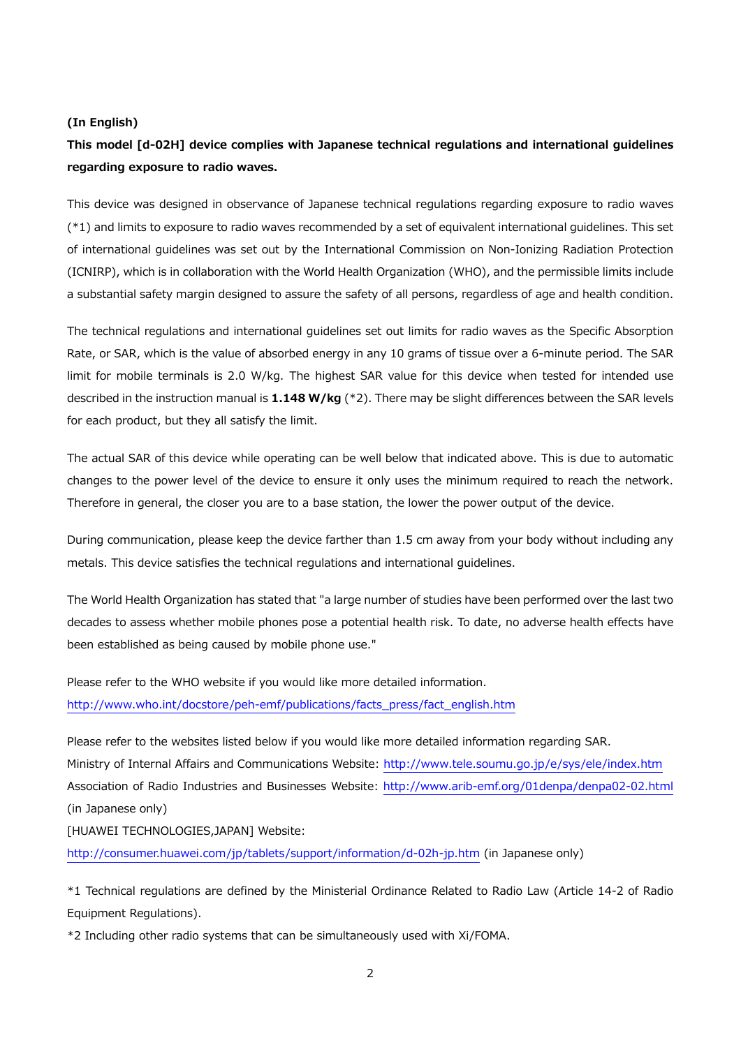**(In English)**

**This model [d-02H] device complies with Japanese technical regulations and international guidelines regarding exposure to radio waves.**

This device was designed in observance of Japanese technical regulations regarding exposure to radio waves (*1) and limits to exposure to radio waves recommended by a set of equivalent international guidelines. This set of international guidelines was set out by the International Commission on Non-Ionizing Radiation Protection (ICNIRP), which is in collaboration with the World Health Organization (WHO), and the permissible limits include a substantial safety margin designed to assure the safety of all persons, regardless of age and health condition.

The technical regulations and international guidelines set out limits for radio waves as the Specific Absorption Rate, or SAR, which is the value of absorbed energy in any 10 grams of tissue over a 6-minute period. The SAR limit for mobile terminals is 2.0 W/kg. The highest SAR value for this device when tested for intended use described in the instruction manual is **1.148 W/kg** (*2). There may be slight differences between the SAR levels for each product, but they all satisfy the limit.

The actual SAR of this device while operating can be well below that indicated above. This is due to automatic changes to the power level of the device to ensure it only uses the minimum required to reach the network. Therefore in general, the closer you are to a base station, the lower the power output of the device.

During communication, please keep the device farther than 1.5 cm away from your body without including any metals. This device satisfies the technical regulations and international guidelines.

The World Health Organization has stated that "a large number of studies have been performed over the last two decades to assess whether mobile phones pose a potential health risk. To date, no adverse health effects have been established as being caused by mobile phone use."

Please refer to the WHO website if you would like more detailed information.
http://www.who.int/docstore/peh-emf/publications/facts_press/fact_english.htm

Please refer to the websites listed below if you would like more detailed information regarding SAR.
Ministry of Internal Affairs and Communications Website: http://www.tele.soumu.go.jp/e/sys/ele/index.htm
Association of Radio Industries and Businesses Website: http://www.arib-emf.org/01denpa/denpa02-02.html (in Japanese only)
[HUAWEI TECHNOLOGIES,JAPAN] Website:
http://consumer.huawei.com/jp/tablets/support/information/d-02h-jp.htm (in Japanese only)

*1 Technical regulations are defined by the Ministerial Ordinance Related to Radio Law (Article 14-2 of Radio Equipment Regulations).

*2 Including other radio systems that can be simultaneously used with Xi/FOMA.